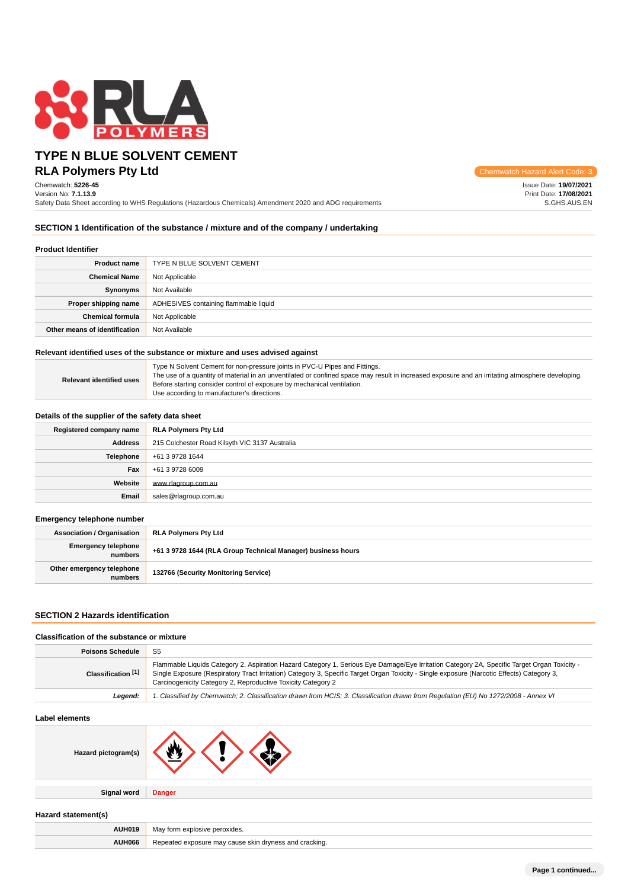# TYPE N BLUE SOLVENT CEMENT

## RLA Polymers Pty Ltd

Chemwatch Hazard Alert Code: 3

Chemwatch: **5226-45**
Version No: **7.1.13.9**
Safety Data Sheet according to WHS Regulations (Hazardous Chemicals) Amendment 2020 and ADG requirements

Issue Date: **19/07/2021**
Print Date: **17/08/2021**
S.GHS.AUS.EN

## SECTION 1 Identification of the substance / mixture and of the company / undertaking

### Product Identifier

| | |
|---|---|
| **Product name** | TYPE N BLUE SOLVENT CEMENT |
| **Chemical Name** | Not Applicable |
| **Synonyms** | Not Available |
| **Proper shipping name** | ADHESIVES containing flammable liquid |
| **Chemical formula** | Not Applicable |
| **Other means of identification** | Not Available |

### Relevant identified uses of the substance or mixture and uses advised against

| | |
|---|---|
| **Relevant identified uses** | Type N Solvent Cement for non-pressure joints in PVC-U Pipes and Fittings. The use of a quantity of material in an unventilated or confined space may result in increased exposure and an irritating atmosphere developing. Before starting consider control of exposure by mechanical ventilation. Use according to manufacturer's directions. |

### Details of the supplier of the safety data sheet

| | |
|---|---|
| **Registered company name** | **RLA Polymers Pty Ltd** |
| **Address** | 215 Colchester Road Kilsyth VIC 3137 Australia |
| **Telephone** | +61 3 9728 1644 |
| **Fax** | +61 3 9728 6009 |
| **Website** | www.rlagroup.com.au |
| **Email** | sales@rlagroup.com.au |

### Emergency telephone number

| | |
|---|---|
| **Association / Organisation** | **RLA Polymers Pty Ltd** |
| **Emergency telephone numbers** | **+61 3 9728 1644 (RLA Group Technical Manager) business hours** |
| **Other emergency telephone numbers** | **132766 (Security Monitoring Service)** |

## SECTION 2 Hazards identification

### Classification of the substance or mixture

| | |
|---|---|
| **Poisons Schedule** | S5 |
| **Classification [1]** | Flammable Liquids Category 2, Aspiration Hazard Category 1, Serious Eye Damage/Eye Irritation Category 2A, Specific Target Organ Toxicity - Single Exposure (Respiratory Tract Irritation) Category 3, Specific Target Organ Toxicity - Single exposure (Narcotic Effects) Category 3, Carcinogenicity Category 2, Reproductive Toxicity Category 2 |
| ***Legend:*** | *1. Classified by Chemwatch; 2. Classification drawn from HCIS; 3. Classification drawn from Regulation (EU) No 1272/2008 - Annex VI* |

### Label elements

| | |
|---|---|
| **Hazard pictogram(s)** | |
| **Signal word** | **Danger** |

### Hazard statement(s)

| | |
|---|---|
| **AUH019** | May form explosive peroxides. |
| **AUH066** | Repeated exposure may cause skin dryness and cracking. |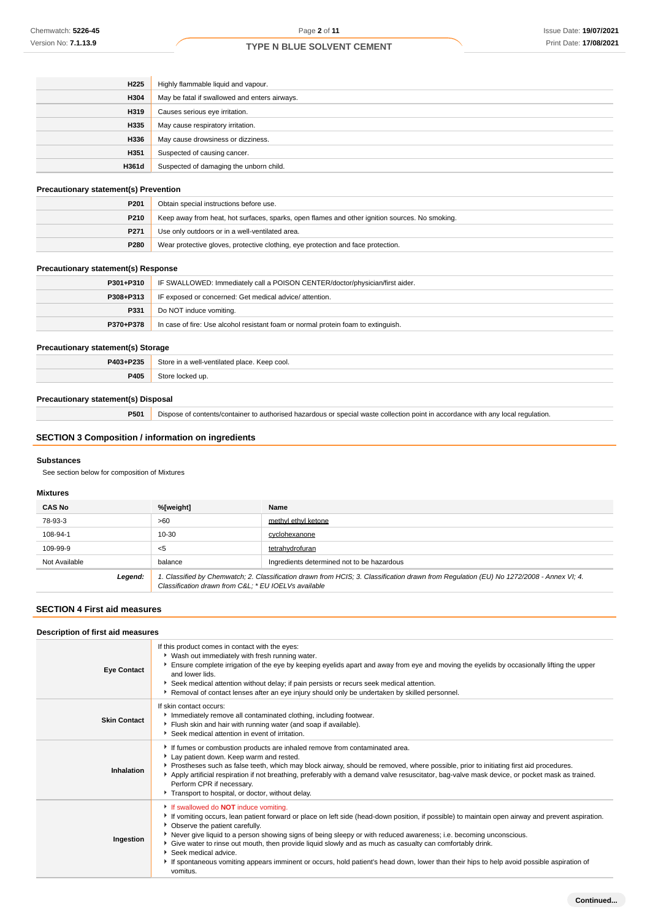| | |
|---|---|
| **H225** | Highly flammable liquid and vapour. |
| **H304** | May be fatal if swallowed and enters airways. |
| **H319** | Causes serious eye irritation. |
| **H335** | May cause respiratory irritation. |
| **H336** | May cause drowsiness or dizziness. |
| **H351** | Suspected of causing cancer. |
| **H361d** | Suspected of damaging the unborn child. |

### Precautionary statement(s) Prevention

| | |
|---|---|
| **P201** | Obtain special instructions before use. |
| **P210** | Keep away from heat, hot surfaces, sparks, open flames and other ignition sources. No smoking. |
| **P271** | Use only outdoors or in a well-ventilated area. |
| **P280** | Wear protective gloves, protective clothing, eye protection and face protection. |

### Precautionary statement(s) Response

| | |
|---|---|
| **P301+P310** | IF SWALLOWED: Immediately call a POISON CENTER/doctor/physician/first aider. |
| **P308+P313** | IF exposed or concerned: Get medical advice/ attention. |
| **P331** | Do NOT induce vomiting. |
| **P370+P378** | In case of fire: Use alcohol resistant foam or normal protein foam to extinguish. |

### Precautionary statement(s) Storage

| | |
|---|---|
| **P403+P235** | Store in a well-ventilated place. Keep cool. |
| **P405** | Store locked up. |

### Precautionary statement(s) Disposal

| | |
|---|---|
| **P501** | Dispose of contents/container to authorised hazardous or special waste collection point in accordance with any local regulation. |

## SECTION 3 Composition / information on ingredients

### Substances

See section below for composition of Mixtures

### Mixtures

| CAS No | %[weight] | Name |
|---|---|---|
| 78-93-3 | >60 | methyl ethyl ketone |
| 108-94-1 | 10-30 | cyclohexanone |
| 109-99-9 | <5 | tetrahydrofuran |
| Not Available | balance | Ingredients determined not to be hazardous |
| ***Legend:*** | *1. Classified by Chemwatch; 2. Classification drawn from HCIS; 3. Classification drawn from Regulation (EU) No 1272/2008 - Annex VI; 4. Classification drawn from C&L; * EU IOELVs available* | |

## SECTION 4 First aid measures

### Description of first aid measures

| | |
|---|---|
| **Eye Contact** | If this product comes in contact with the eyes:<br>• Wash out immediately with fresh running water.<br>• Ensure complete irrigation of the eye by keeping eyelids apart and away from eye and moving the eyelids by occasionally lifting the upper and lower lids.<br>• Seek medical attention without delay; if pain persists or recurs seek medical attention.<br>• Removal of contact lenses after an eye injury should only be undertaken by skilled personnel. |
| **Skin Contact** | If skin contact occurs:<br>• Immediately remove all contaminated clothing, including footwear.<br>• Flush skin and hair with running water (and soap if available).<br>• Seek medical attention in event of irritation. |
| **Inhalation** | • If fumes or combustion products are inhaled remove from contaminated area.<br>• Lay patient down. Keep warm and rested.<br>• Prostheses such as false teeth, which may block airway, should be removed, where possible, prior to initiating first aid procedures.<br>• Apply artificial respiration if not breathing, preferably with a demand valve resuscitator, bag-valve mask device, or pocket mask as trained. Perform CPR if necessary.<br>• Transport to hospital, or doctor, without delay. |
| **Ingestion** | • If swallowed do **NOT** induce vomiting.<br>• If vomiting occurs, lean patient forward or place on left side (head-down position, if possible) to maintain open airway and prevent aspiration.<br>• Observe the patient carefully.<br>• Never give liquid to a person showing signs of being sleepy or with reduced awareness; i.e. becoming unconscious.<br>• Give water to rinse out mouth, then provide liquid slowly and as much as casualty can comfortably drink.<br>• Seek medical advice.<br>• If spontaneous vomiting appears imminent or occurs, hold patient's head down, lower than their hips to help avoid possible aspiration of vomitus. |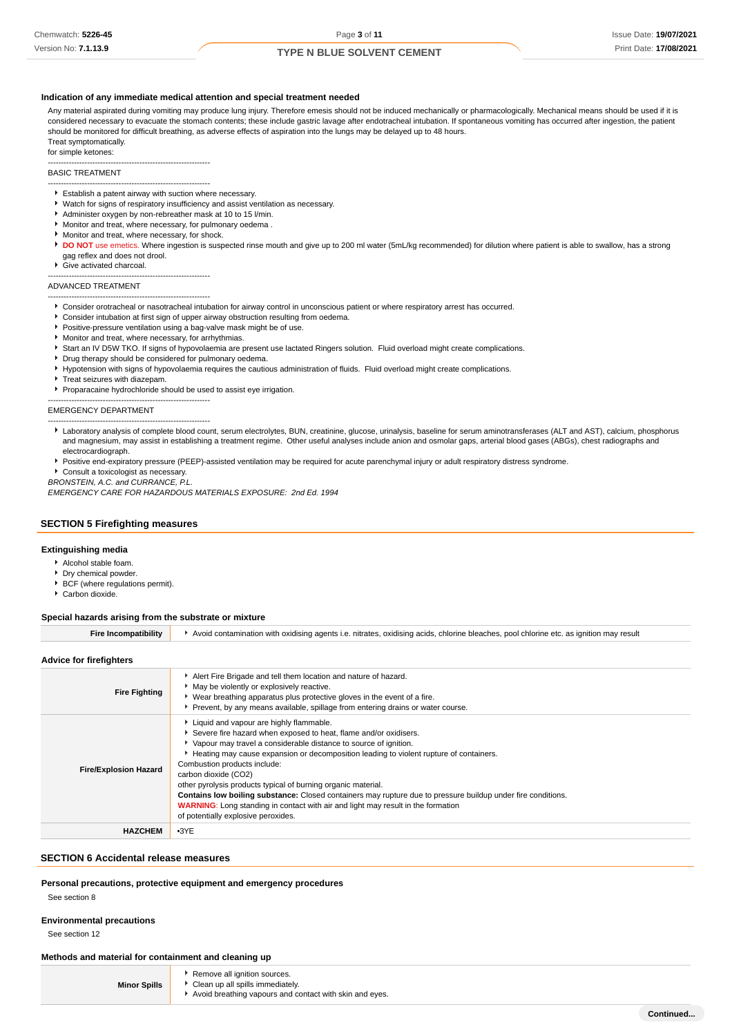### Indication of any immediate medical attention and special treatment needed

Any material aspirated during vomiting may produce lung injury. Therefore emesis should not be induced mechanically or pharmacologically. Mechanical means should be used if it is considered necessary to evacuate the stomach contents; these include gastric lavage after endotracheal intubation. If spontaneous vomiting has occurred after ingestion, the patient should be monitored for difficult breathing, as adverse effects of aspiration into the lungs may be delayed up to 48 hours.
Treat symptomatically.
for simple ketones:

--------------------------------------------------------------
BASIC TREATMENT
--------------------------------------------------------------

- Establish a patent airway with suction where necessary.
- Watch for signs of respiratory insufficiency and assist ventilation as necessary.
- Administer oxygen by non-rebreather mask at 10 to 15 l/min.
- Monitor and treat, where necessary, for pulmonary oedema .
- Monitor and treat, where necessary, for shock.
- **DO NOT** use emetics. Where ingestion is suspected rinse mouth and give up to 200 ml water (5mL/kg recommended) for dilution where patient is able to swallow, has a strong gag reflex and does not drool.
- Give activated charcoal.

--------------------------------------------------------------
ADVANCED TREATMENT
--------------------------------------------------------------

- Consider orotracheal or nasotracheal intubation for airway control in unconscious patient or where respiratory arrest has occurred.
- Consider intubation at first sign of upper airway obstruction resulting from oedema.
- Positive-pressure ventilation using a bag-valve mask might be of use.
- Monitor and treat, where necessary, for arrhythmias.
- Start an IV D5W TKO. If signs of hypovolaemia are present use lactated Ringers solution. Fluid overload might create complications.
- Drug therapy should be considered for pulmonary oedema.
- Hypotension with signs of hypovolaemia requires the cautious administration of fluids. Fluid overload might create complications.
- Treat seizures with diazepam.
- Proparacaine hydrochloride should be used to assist eye irrigation.

--------------------------------------------------------------
EMERGENCY DEPARTMENT
--------------------------------------------------------------

- Laboratory analysis of complete blood count, serum electrolytes, BUN, creatinine, glucose, urinalysis, baseline for serum aminotransferases (ALT and AST), calcium, phosphorus and magnesium, may assist in establishing a treatment regime. Other useful analyses include anion and osmolar gaps, arterial blood gases (ABGs), chest radiographs and electrocardiograph.
- Positive end-expiratory pressure (PEEP)-assisted ventilation may be required for acute parenchymal injury or adult respiratory distress syndrome.
- Consult a toxicologist as necessary.

*BRONSTEIN, A.C. and CURRANCE, P.L.*
*EMERGENCY CARE FOR HAZARDOUS MATERIALS EXPOSURE: 2nd Ed. 1994*

## SECTION 5 Firefighting measures

### Extinguishing media

- Alcohol stable foam.
- Dry chemical powder.
- BCF (where regulations permit).
- Carbon dioxide.

### Special hazards arising from the substrate or mixture

| | |
|---|---|
| **Fire Incompatibility** | Avoid contamination with oxidising agents i.e. nitrates, oxidising acids, chlorine bleaches, pool chlorine etc. as ignition may result |

### Advice for firefighters

| | |
|---|---|
| **Fire Fighting** | - Alert Fire Brigade and tell them location and nature of hazard.<br>- May be violently or explosively reactive.<br>- Wear breathing apparatus plus protective gloves in the event of a fire.<br>- Prevent, by any means available, spillage from entering drains or water course. |
| **Fire/Explosion Hazard** | - Liquid and vapour are highly flammable.<br>- Severe fire hazard when exposed to heat, flame and/or oxidisers.<br>- Vapour may travel a considerable distance to source of ignition.<br>- Heating may cause expansion or decomposition leading to violent rupture of containers.<br>Combustion products include:<br>carbon dioxide ($CO_2$)<br>other pyrolysis products typical of burning organic material.<br>**Contains low boiling substance:** Closed containers may rupture due to pressure buildup under fire conditions.<br>**WARNING**: Long standing in contact with air and light may result in the formation of potentially explosive peroxides. |
| **HAZCHEM** | •3YE |

## SECTION 6 Accidental release measures

### Personal precautions, protective equipment and emergency procedures

See section 8

### Environmental precautions

See section 12

### Methods and material for containment and cleaning up

| | |
|---|---|
| **Minor Spills** | - Remove all ignition sources.<br>- Clean up all spills immediately.<br>- Avoid breathing vapours and contact with skin and eyes. |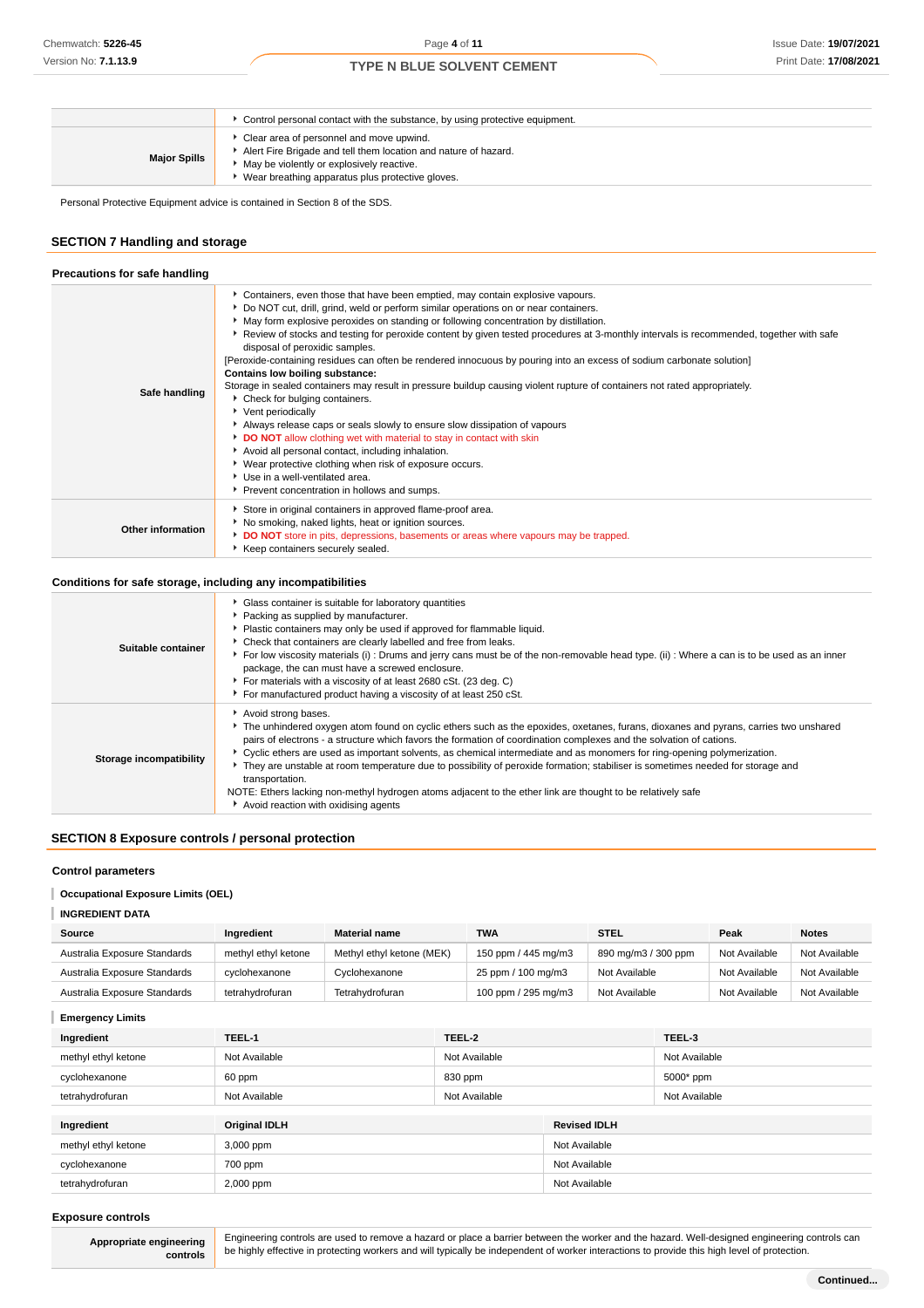| | |
|---|---|
| | - Control personal contact with the substance, by using protective equipment. |
| **Major Spills** | - Clear area of personnel and move upwind.<br>- Alert Fire Brigade and tell them location and nature of hazard.<br>- May be violently or explosively reactive.<br>- Wear breathing apparatus plus protective gloves. |

Personal Protective Equipment advice is contained in Section 8 of the SDS.

## SECTION 7 Handling and storage

### Precautions for safe handling

| | |
|---|---|
| **Safe handling** | - Containers, even those that have been emptied, may contain explosive vapours.<br>- Do NOT cut, drill, grind, weld or perform similar operations on or near containers.<br>- May form explosive peroxides on standing or following concentration by distillation.<br>- Review of stocks and testing for peroxide content by given tested procedures at 3-monthly intervals is recommended, together with safe disposal of peroxidic samples.<br>[Peroxide-containing residues can often be rendered innocuous by pouring into an excess of sodium carbonate solution]<br>**Contains low boiling substance:**<br>Storage in sealed containers may result in pressure buildup causing violent rupture of containers not rated appropriately.<br>- Check for bulging containers.<br>- Vent periodically<br>- Always release caps or seals slowly to ensure slow dissipation of vapours<br>- **DO NOT** allow clothing wet with material to stay in contact with skin<br>- Avoid all personal contact, including inhalation.<br>- Wear protective clothing when risk of exposure occurs.<br>- Use in a well-ventilated area.<br>- Prevent concentration in hollows and sumps. |
| **Other information** | - Store in original containers in approved flame-proof area.<br>- No smoking, naked lights, heat or ignition sources.<br>- **DO NOT** store in pits, depressions, basements or areas where vapours may be trapped.<br>- Keep containers securely sealed. |

### Conditions for safe storage, including any incompatibilities

| | |
|---|---|
| **Suitable container** | - Glass container is suitable for laboratory quantities<br>- Packing as supplied by manufacturer.<br>- Plastic containers may only be used if approved for flammable liquid.<br>- Check that containers are clearly labelled and free from leaks.<br>- For low viscosity materials (i) : Drums and jerry cans must be of the non-removable head type. (ii) : Where a can is to be used as an inner package, the can must have a screwed enclosure.<br>- For materials with a viscosity of at least 2680 cSt. (23 deg. C)<br>- For manufactured product having a viscosity of at least 250 cSt. |
| **Storage incompatibility** | - Avoid strong bases.<br>- The unhindered oxygen atom found on cyclic ethers such as the epoxides, oxetanes, furans, dioxanes and pyrans, carries two unshared pairs of electrons - a structure which favors the formation of coordination complexes and the solvation of cations.<br>- Cyclic ethers are used as important solvents, as chemical intermediate and as monomers for ring-opening polymerization.<br>- They are unstable at room temperature due to possibility of peroxide formation; stabiliser is sometimes needed for storage and transportation.<br>NOTE: Ethers lacking non-methyl hydrogen atoms adjacent to the ether link are thought to be relatively safe<br>- Avoid reaction with oxidising agents |

## SECTION 8 Exposure controls / personal protection

### Control parameters

**Occupational Exposure Limits (OEL)**

**INGREDIENT DATA**

| Source | Ingredient | Material name | TWA | STEL | Peak | Notes |
|---|---|---|---|---|---|---|
| Australia Exposure Standards | methyl ethyl ketone | Methyl ethyl ketone (MEK) | 150 ppm / 445 mg/m3 | 890 mg/m3 / 300 ppm | Not Available | Not Available |
| Australia Exposure Standards | cyclohexanone | Cyclohexanone | 25 ppm / 100 mg/m3 | Not Available | Not Available | Not Available |
| Australia Exposure Standards | tetrahydrofuran | Tetrahydrofuran | 100 ppm / 295 mg/m3 | Not Available | Not Available | Not Available |

**Emergency Limits**

| Ingredient | TEEL-1 | TEEL-2 | TEEL-3 |
|---|---|---|---|
| methyl ethyl ketone | Not Available | Not Available | Not Available |
| cyclohexanone | 60 ppm | 830 ppm | 5000* ppm |
| tetrahydrofuran | Not Available | Not Available | Not Available |

| Ingredient | Original IDLH | Revised IDLH |
|---|---|---|
| methyl ethyl ketone | 3,000 ppm | Not Available |
| cyclohexanone | 700 ppm | Not Available |
| tetrahydrofuran | 2,000 ppm | Not Available |

### Exposure controls

| | |
|---|---|
| **Appropriate engineering controls** | Engineering controls are used to remove a hazard or place a barrier between the worker and the hazard. Well-designed engineering controls can be highly effective in protecting workers and will typically be independent of worker interactions to provide this high level of protection. |

Continued...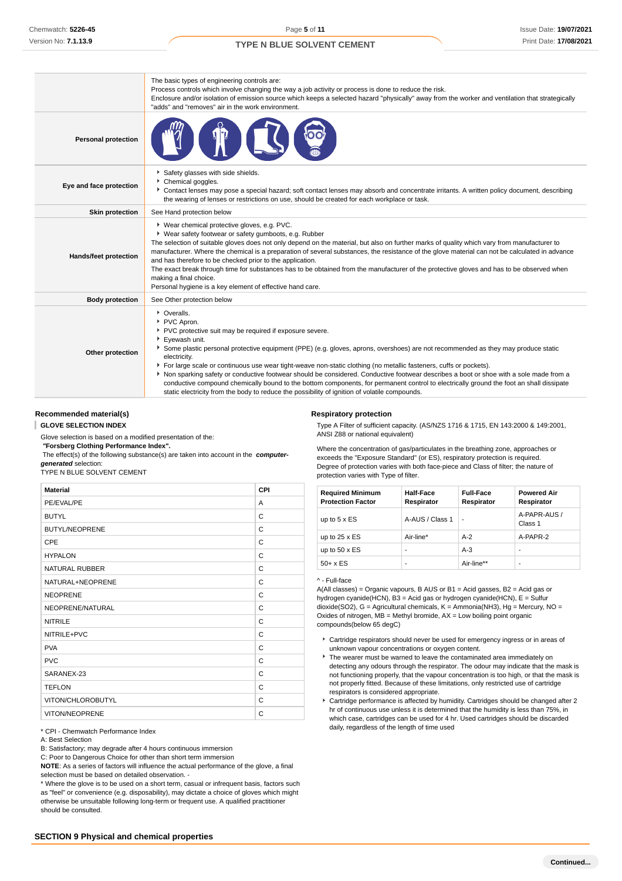| | |
|---|---|
| | The basic types of engineering controls are:<br>Process controls which involve changing the way a job activity or process is done to reduce the risk.<br>Enclosure and/or isolation of emission source which keeps a selected hazard "physically" away from the worker and ventilation that strategically "adds" and "removes" air in the work environment. |
| **Personal protection** | |
| **Eye and face protection** | ▸ Safety glasses with side shields.<br>▸ Chemical goggles.<br>▸ Contact lenses may pose a special hazard; soft contact lenses may absorb and concentrate irritants. A written policy document, describing the wearing of lenses or restrictions on use, should be created for each workplace or task. |
| **Skin protection** | See Hand protection below |
| **Hands/feet protection** | ▸ Wear chemical protective gloves, e.g. PVC.<br>▸ Wear safety footwear or safety gumboots, e.g. Rubber<br>The selection of suitable gloves does not only depend on the material, but also on further marks of quality which vary from manufacturer to manufacturer. Where the chemical is a preparation of several substances, the resistance of the glove material can not be calculated in advance and has therefore to be checked prior to the application.<br>The exact break through time for substances has to be obtained from the manufacturer of the protective gloves and has to be observed when making a final choice.<br>Personal hygiene is a key element of effective hand care. |
| **Body protection** | See Other protection below |
| **Other protection** | ▸ Overalls.<br>▸ PVC Apron.<br>▸ PVC protective suit may be required if exposure severe.<br>▸ Eyewash unit.<br>▸ Some plastic personal protective equipment (PPE) (e.g. gloves, aprons, overshoes) are not recommended as they may produce static electricity.<br>▸ For large scale or continuous use wear tight-weave non-static clothing (no metallic fasteners, cuffs or pockets).<br>▸ Non sparking safety or conductive footwear should be considered. Conductive footwear describes a boot or shoe with a sole made from a conductive compound chemically bound to the bottom components, for permanent control to electrically ground the foot an shall dissipate static electricity from the body to reduce the possibility of ignition of volatile compounds. |

### Recommended material(s)

**GLOVE SELECTION INDEX**

Glove selection is based on a modified presentation of the:
**"Forsberg Clothing Performance Index".**
The effect(s) of the following substance(s) are taken into account in the ***computer-generated*** selection:
TYPE N BLUE SOLVENT CEMENT

| Material | CPI |
|---|---|
| PE/EVAL/PE | A |
| BUTYL | C |
| BUTYL/NEOPRENE | C |
| CPE | C |
| HYPALON | C |
| NATURAL RUBBER | C |
| NATURAL+NEOPRENE | C |
| NEOPRENE | C |
| NEOPRENE/NATURAL | C |
| NITRILE | C |
| NITRILE+PVC | C |
| PVA | C |
| PVC | C |
| SARANEX-23 | C |
| TEFLON | C |
| VITON/CHLOROBUTYL | C |
| VITON/NEOPRENE | C |

* CPI - Chemwatch Performance Index
A: Best Selection
B: Satisfactory; may degrade after 4 hours continuous immersion
C: Poor to Dangerous Choice for other than short term immersion
**NOTE**: As a series of factors will influence the actual performance of the glove, a final selection must be based on detailed observation. -
* Where the glove is to be used on a short term, casual or infrequent basis, factors such as "feel" or convenience (e.g. disposability), may dictate a choice of gloves which might otherwise be unsuitable following long-term or frequent use. A qualified practitioner should be consulted.

### Respiratory protection

Type A Filter of sufficient capacity. (AS/NZS 1716 & 1715, EN 143:2000 & 149:2001, ANSI Z88 or national equivalent)

Where the concentration of gas/particulates in the breathing zone, approaches or exceeds the "Exposure Standard" (or ES), respiratory protection is required.
Degree of protection varies with both face-piece and Class of filter; the nature of protection varies with Type of filter.

| Required Minimum Protection Factor | Half-Face Respirator | Full-Face Respirator | Powered Air Respirator |
|---|---|---|---|
| up to 5 x ES | A-AUS / Class 1 | - | A-PAPR-AUS / Class 1 |
| up to 25 x ES | Air-line* | A-2 | A-PAPR-2 |
| up to 50 x ES | - | A-3 | - |
| 50+ x ES | - | Air-line** | - |

^ - Full-face
A(All classes) = Organic vapours, B AUS or B1 = Acid gasses, B2 = Acid gas or hydrogen cyanide(HCN), B3 = Acid gas or hydrogen cyanide(HCN), E = Sulfur dioxide(SO2), G = Agricultural chemicals, K = Ammonia(NH3), Hg = Mercury, NO = Oxides of nitrogen, MB = Methyl bromide, AX = Low boiling point organic compounds(below 65 degC)

- Cartridge respirators should never be used for emergency ingress or in areas of unknown vapour concentrations or oxygen content.
- The wearer must be warned to leave the contaminated area immediately on detecting any odours through the respirator. The odour may indicate that the mask is not functioning properly, that the vapour concentration is too high, or that the mask is not properly fitted. Because of these limitations, only restricted use of cartridge respirators is considered appropriate.
- Cartridge performance is affected by humidity. Cartridges should be changed after 2 hr of continuous use unless it is determined that the humidity is less than 75%, in which case, cartridges can be used for 4 hr. Used cartridges should be discarded daily, regardless of the length of time used

## SECTION 9 Physical and chemical properties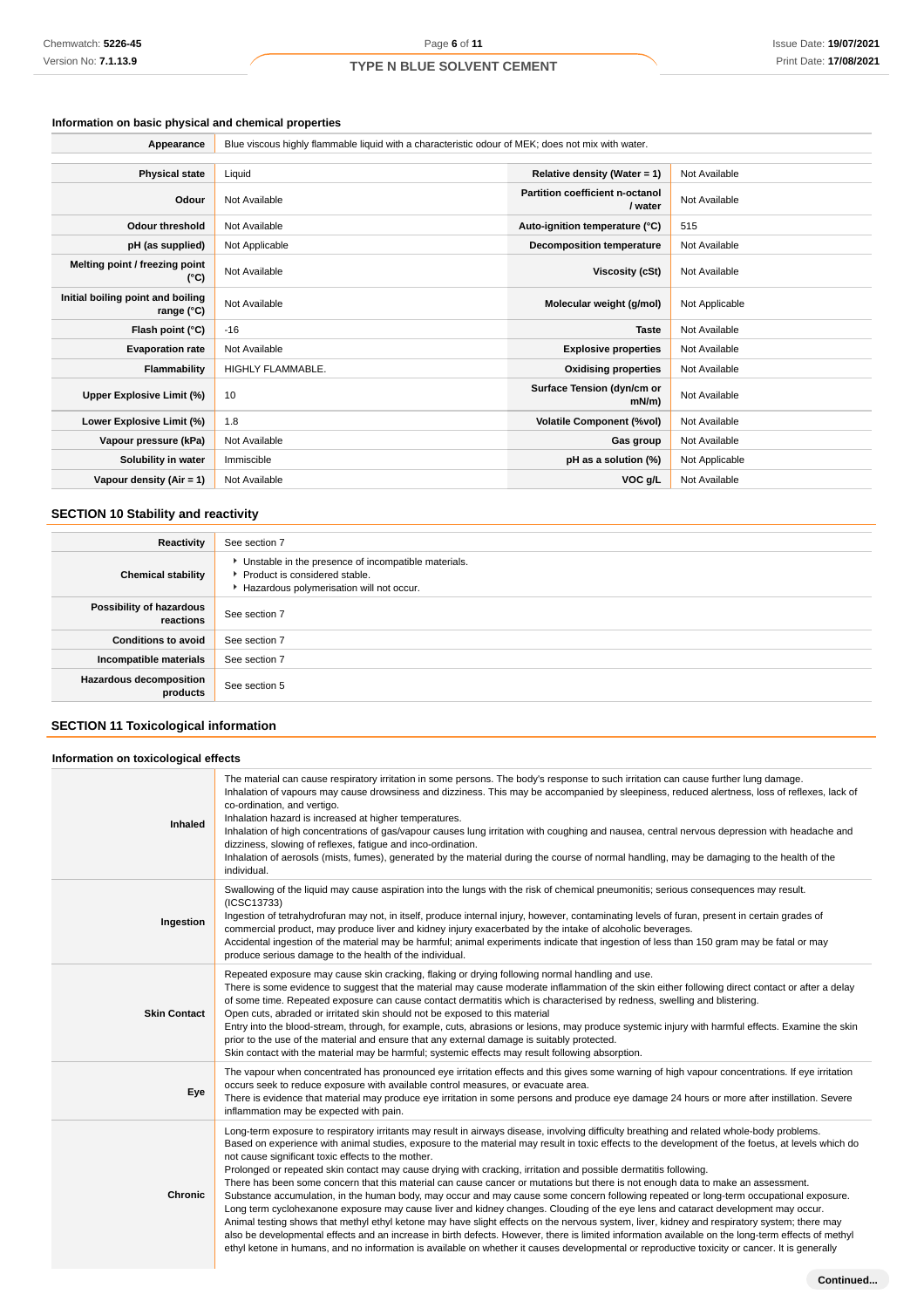### Information on basic physical and chemical properties

| Appearance | Blue viscous highly flammable liquid with a characteristic odour of MEK; does not mix with water. | | |
|---|---|---|---|
| **Physical state** | Liquid | **Relative density (Water = 1)** | Not Available |
| **Odour** | Not Available | **Partition coefficient n-octanol / water** | Not Available |
| **Odour threshold** | Not Available | **Auto-ignition temperature (°C)** | 515 |
| **pH (as supplied)** | Not Applicable | **Decomposition temperature** | Not Available |
| **Melting point / freezing point (°C)** | Not Available | **Viscosity (cSt)** | Not Available |
| **Initial boiling point and boiling range (°C)** | Not Available | **Molecular weight (g/mol)** | Not Applicable |
| **Flash point (°C)** | -16 | **Taste** | Not Available |
| **Evaporation rate** | Not Available | **Explosive properties** | Not Available |
| **Flammability** | HIGHLY FLAMMABLE. | **Oxidising properties** | Not Available |
| **Upper Explosive Limit (%)** | 10 | **Surface Tension (dyn/cm or mN/m)** | Not Available |
| **Lower Explosive Limit (%)** | 1.8 | **Volatile Component (%vol)** | Not Available |
| **Vapour pressure (kPa)** | Not Available | **Gas group** | Not Available |
| **Solubility in water** | Immiscible | **pH as a solution (%)** | Not Applicable |
| **Vapour density (Air = 1)** | Not Available | **VOC g/L** | Not Available |

## SECTION 10 Stability and reactivity

| | |
|---|---|
| **Reactivity** | See section 7 |
| **Chemical stability** | ‣ Unstable in the presence of incompatible materials.<br>‣ Product is considered stable.<br>‣ Hazardous polymerisation will not occur. |
| **Possibility of hazardous reactions** | See section 7 |
| **Conditions to avoid** | See section 7 |
| **Incompatible materials** | See section 7 |
| **Hazardous decomposition products** | See section 5 |

## SECTION 11 Toxicological information

### Information on toxicological effects

| | |
|---|---|
| **Inhaled** | The material can cause respiratory irritation in some persons. The body's response to such irritation can cause further lung damage.<br>Inhalation of vapours may cause drowsiness and dizziness. This may be accompanied by sleepiness, reduced alertness, loss of reflexes, lack of co-ordination, and vertigo.<br>Inhalation hazard is increased at higher temperatures.<br>Inhalation of high concentrations of gas/vapour causes lung irritation with coughing and nausea, central nervous depression with headache and dizziness, slowing of reflexes, fatigue and inco-ordination.<br>Inhalation of aerosols (mists, fumes), generated by the material during the course of normal handling, may be damaging to the health of the individual. |
| **Ingestion** | Swallowing of the liquid may cause aspiration into the lungs with the risk of chemical pneumonitis; serious consequences may result. (ICSC13733)<br>Ingestion of tetrahydrofuran may not, in itself, produce internal injury, however, contaminating levels of furan, present in certain grades of commercial product, may produce liver and kidney injury exacerbated by the intake of alcoholic beverages.<br>Accidental ingestion of the material may be harmful; animal experiments indicate that ingestion of less than 150 gram may be fatal or may produce serious damage to the health of the individual. |
| **Skin Contact** | Repeated exposure may cause skin cracking, flaking or drying following normal handling and use.<br>There is some evidence to suggest that the material may cause moderate inflammation of the skin either following direct contact or after a delay of some time. Repeated exposure can cause contact dermatitis which is characterised by redness, swelling and blistering.<br>Open cuts, abraded or irritated skin should not be exposed to this material<br>Entry into the blood-stream, through, for example, cuts, abrasions or lesions, may produce systemic injury with harmful effects. Examine the skin prior to the use of the material and ensure that any external damage is suitably protected.<br>Skin contact with the material may be harmful; systemic effects may result following absorption. |
| **Eye** | The vapour when concentrated has pronounced eye irritation effects and this gives some warning of high vapour concentrations. If eye irritation occurs seek to reduce exposure with available control measures, or evacuate area.<br>There is evidence that material may produce eye irritation in some persons and produce eye damage 24 hours or more after instillation. Severe inflammation may be expected with pain. |
| **Chronic** | Long-term exposure to respiratory irritants may result in airways disease, involving difficulty breathing and related whole-body problems.<br>Based on experience with animal studies, exposure to the material may result in toxic effects to the development of the foetus, at levels which do not cause significant toxic effects to the mother.<br>Prolonged or repeated skin contact may cause drying with cracking, irritation and possible dermatitis following.<br>There has been some concern that this material can cause cancer or mutations but there is not enough data to make an assessment.<br>Substance accumulation, in the human body, may occur and may cause some concern following repeated or long-term occupational exposure.<br>Long term cyclohexanone exposure may cause liver and kidney changes. Clouding of the eye lens and cataract development may occur.<br>Animal testing shows that methyl ethyl ketone may have slight effects on the nervous system, liver, kidney and respiratory system; there may also be developmental effects and an increase in birth defects. However, there is limited information available on the long-term effects of methyl ethyl ketone in humans, and no information is available on whether it causes developmental or reproductive toxicity or cancer. It is generally |

Continued...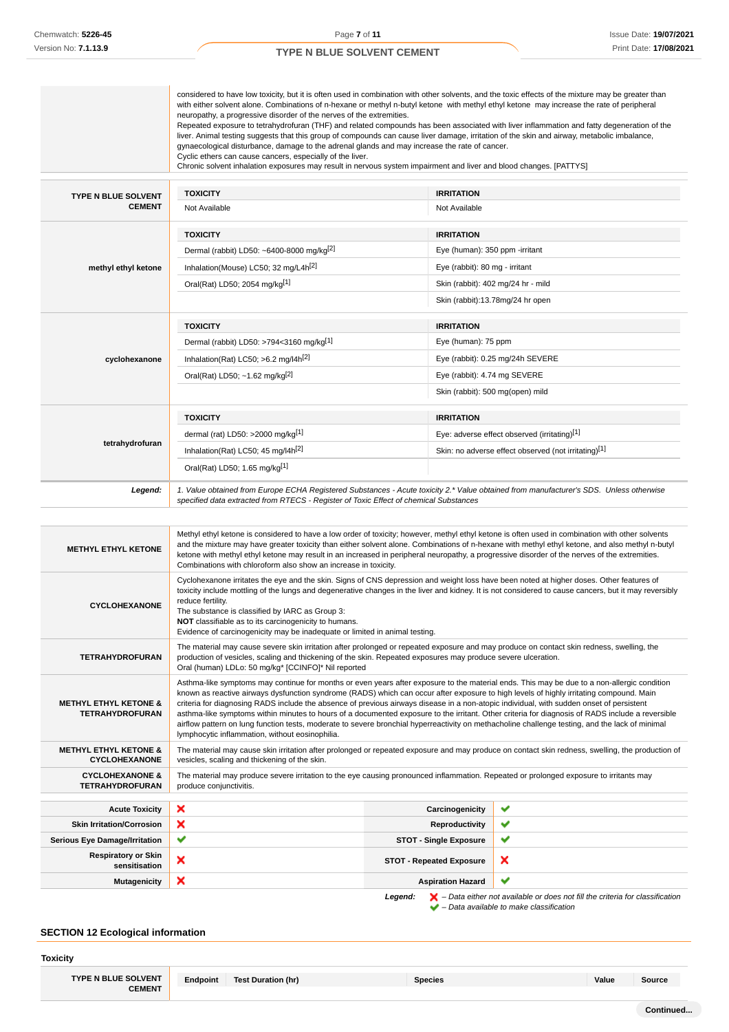| | |
|---|---|
| | considered to have low toxicity, but it is often used in combination with other solvents, and the toxic effects of the mixture may be greater than with either solvent alone. Combinations of n-hexane or methyl n-butyl ketone with methyl ethyl ketone may increase the rate of peripheral neuropathy, a progressive disorder of the nerves of the extremities.<br>Repeated exposure to tetrahydrofuran (THF) and related compounds has been associated with liver inflammation and fatty degeneration of the liver. Animal testing suggests that this group of compounds can cause liver damage, irritation of the skin and airway, metabolic imbalance, gynaecological disturbance, damage to the adrenal glands and may increase the rate of cancer.<br>Cyclic ethers can cause cancers, especially of the liver.<br>Chronic solvent inhalation exposures may result in nervous system impairment and liver and blood changes. [PATTYS] |

| | TOXICITY | IRRITATION |
|---|---|---|
| **TYPE N BLUE SOLVENT CEMENT** | Not Available | Not Available |
| **methyl ethyl ketone** | Dermal (rabbit) LD50: ~6400-8000 mg/kg[2] | Eye (human): 350 ppm -irritant |
| | Inhalation(Mouse) LC50; 32 mg/L4h[2] | Eye (rabbit): 80 mg - irritant |
| | Oral(Rat) LD50; 2054 mg/kg[1] | Skin (rabbit): 402 mg/24 hr - mild |
| | | Skin (rabbit):13.78mg/24 hr open |
| **cyclohexanone** | Dermal (rabbit) LD50: >794<3160 mg/kg[1] | Eye (human): 75 ppm |
| | Inhalation(Rat) LC50; >6.2 mg/l4h[2] | Eye (rabbit): 0.25 mg/24h SEVERE |
| | Oral(Rat) LD50; ~1.62 mg/kg[2] | Eye (rabbit): 4.74 mg SEVERE |
| | | Skin (rabbit): 500 mg(open) mild |
| **tetrahydrofuran** | dermal (rat) LD50: >2000 mg/kg[1] | Eye: adverse effect observed (irritating)[1] |
| | Inhalation(Rat) LC50; 45 mg/l4h[2] | Skin: no adverse effect observed (not irritating)[1] |
| | Oral(Rat) LD50; 1.65 mg/kg[1] | |

***Legend:*** *1. Value obtained from Europe ECHA Registered Substances - Acute toxicity 2.\* Value obtained from manufacturer's SDS. Unless otherwise specified data extracted from RTECS - Register of Toxic Effect of chemical Substances*

| | |
|---|---|
| **METHYL ETHYL KETONE** | Methyl ethyl ketone is considered to have a low order of toxicity; however, methyl ethyl ketone is often used in combination with other solvents and the mixture may have greater toxicity than either solvent alone. Combinations of n-hexane with methyl ethyl ketone, and also methyl n-butyl ketone with methyl ethyl ketone may result in an increased in peripheral neuropathy, a progressive disorder of the nerves of the extremities.<br>Combinations with chloroform also show an increase in toxicity. |
| **CYCLOHEXANONE** | Cyclohexanone irritates the eye and the skin. Signs of CNS depression and weight loss have been noted at higher doses. Other features of toxicity include mottling of the lungs and degenerative changes in the liver and kidney. It is not considered to cause cancers, but it may reversibly reduce fertility.<br>The substance is classified by IARC as Group 3:<br>**NOT** classifiable as to its carcinogenicity to humans.<br>Evidence of carcinogenicity may be inadequate or limited in animal testing. |
| **TETRAHYDROFURAN** | The material may cause severe skin irritation after prolonged or repeated exposure and may produce on contact skin redness, swelling, the production of vesicles, scaling and thickening of the skin. Repeated exposures may produce severe ulceration.<br>Oral (human) LDLo: 50 mg/kg\* [CCINFO]\* Nil reported |
| **METHYL ETHYL KETONE & TETRAHYDROFURAN** | Asthma-like symptoms may continue for months or even years after exposure to the material ends. This may be due to a non-allergic condition known as reactive airways dysfunction syndrome (RADS) which can occur after exposure to high levels of highly irritating compound. Main criteria for diagnosing RADS include the absence of previous airways disease in a non-atopic individual, with sudden onset of persistent asthma-like symptoms within minutes to hours of a documented exposure to the irritant. Other criteria for diagnosis of RADS include a reversible airflow pattern on lung function tests, moderate to severe bronchial hyperreactivity on methacholine challenge testing, and the lack of minimal lymphocytic inflammation, without eosinophilia. |
| **METHYL ETHYL KETONE & CYCLOHEXANONE** | The material may cause skin irritation after prolonged or repeated exposure and may produce on contact skin redness, swelling, the production of vesicles, scaling and thickening of the skin. |
| **CYCLOHEXANONE & TETRAHYDROFURAN** | The material may produce severe irritation to the eye causing pronounced inflammation. Repeated or prolonged exposure to irritants may produce conjunctivitis. |

| | | | |
|---|---|---|---|
| **Acute Toxicity** | ✗ | **Carcinogenicity** | ✔ |
| **Skin Irritation/Corrosion** | ✗ | **Reproductivity** | ✔ |
| **Serious Eye Damage/Irritation** | ✔ | **STOT - Single Exposure** | ✔ |
| **Respiratory or Skin sensitisation** | ✗ | **STOT - Repeated Exposure** | ✗ |
| **Mutagenicity** | ✗ | **Aspiration Hazard** | ✔ |

***Legend:*** ✗ *– Data either not available or does not fill the criteria for classification*
✔ *– Data available to make classification*

## SECTION 12 Ecological information

### Toxicity

| | Endpoint | Test Duration (hr) | Species | Value | Source |
|---|---|---|---|---|---|
| **TYPE N BLUE SOLVENT CEMENT** | | | | | |

Continued...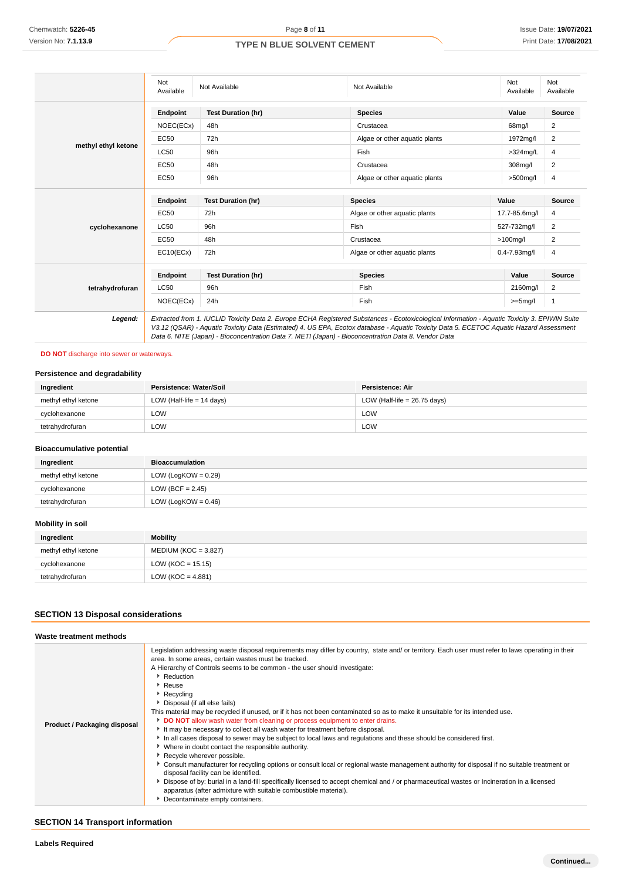| | Endpoint | Test Duration (hr) | Species | Value | Source |
|---|---|---|---|---|---|
| | Not Available | Not Available | Not Available | Not Available | Not Available |
| **methyl ethyl ketone** | **Endpoint** | **Test Duration (hr)** | **Species** | **Value** | **Source** |
| | NOEC(ECx) | 48h | Crustacea | 68mg/l | 2 |
| | EC50 | 72h | Algae or other aquatic plants | 1972mg/l | 2 |
| | LC50 | 96h | Fish | >324mg/L | 4 |
| | EC50 | 48h | Crustacea | 308mg/l | 2 |
| | EC50 | 96h | Algae or other aquatic plants | >500mg/l | 4 |
| **cyclohexanone** | **Endpoint** | **Test Duration (hr)** | **Species** | **Value** | **Source** |
| | EC50 | 72h | Algae or other aquatic plants | 17.7-85.6mg/l | 4 |
| | LC50 | 96h | Fish | 527-732mg/l | 2 |
| | EC50 | 48h | Crustacea | >100mg/l | 2 |
| | EC10(ECx) | 72h | Algae or other aquatic plants | 0.4-7.93mg/l | 4 |
| **tetrahydrofuran** | **Endpoint** | **Test Duration (hr)** | **Species** | **Value** | **Source** |
| | LC50 | 96h | Fish | 2160mg/l | 2 |
| | NOEC(ECx) | 24h | Fish | >=5mg/l | 1 |
| ***Legend:*** | *Extracted from 1. IUCLID Toxicity Data 2. Europe ECHA Registered Substances - Ecotoxicological Information - Aquatic Toxicity 3. EPIWIN Suite V3.12 (QSAR) - Aquatic Toxicity Data (Estimated) 4. US EPA, Ecotox database - Aquatic Toxicity Data 5. ECETOC Aquatic Hazard Assessment Data 6. NITE (Japan) - Bioconcentration Data 7. METI (Japan) - Bioconcentration Data 8. Vendor Data* | | | | |

**DO NOT** discharge into sewer or waterways.

### Persistence and degradability

| Ingredient | Persistence: Water/Soil | Persistence: Air |
|---|---|---|
| methyl ethyl ketone | LOW (Half-life = 14 days) | LOW (Half-life = 26.75 days) |
| cyclohexanone | LOW | LOW |
| tetrahydrofuran | LOW | LOW |

### Bioaccumulative potential

| Ingredient | Bioaccumulation |
|---|---|
| methyl ethyl ketone | LOW (LogKOW = 0.29) |
| cyclohexanone | LOW (BCF = 2.45) |
| tetrahydrofuran | LOW (LogKOW = 0.46) |

### Mobility in soil

| Ingredient | Mobility |
|---|---|
| methyl ethyl ketone | MEDIUM (KOC = 3.827) |
| cyclohexanone | LOW (KOC = 15.15) |
| tetrahydrofuran | LOW (KOC = 4.881) |

## SECTION 13 Disposal considerations

### Waste treatment methods

**Product / Packaging disposal**

Legislation addressing waste disposal requirements may differ by country, state and/ or territory. Each user must refer to laws operating in their area. In some areas, certain wastes must be tracked.
A Hierarchy of Controls seems to be common - the user should investigate:

- Reduction
- Reuse
- Recycling
- Disposal (if all else fails)

This material may be recycled if unused, or if it has not been contaminated so as to make it unsuitable for its intended use.

- **DO NOT** allow wash water from cleaning or process equipment to enter drains.
- It may be necessary to collect all wash water for treatment before disposal.
- In all cases disposal to sewer may be subject to local laws and regulations and these should be considered first.
- Where in doubt contact the responsible authority.
- Recycle wherever possible.
- Consult manufacturer for recycling options or consult local or regional waste management authority for disposal if no suitable treatment or disposal facility can be identified.
- Dispose of by: burial in a land-fill specifically licensed to accept chemical and / or pharmaceutical wastes or Incineration in a licensed apparatus (after admixture with suitable combustible material).
- Decontaminate empty containers.

## SECTION 14 Transport information

### Labels Required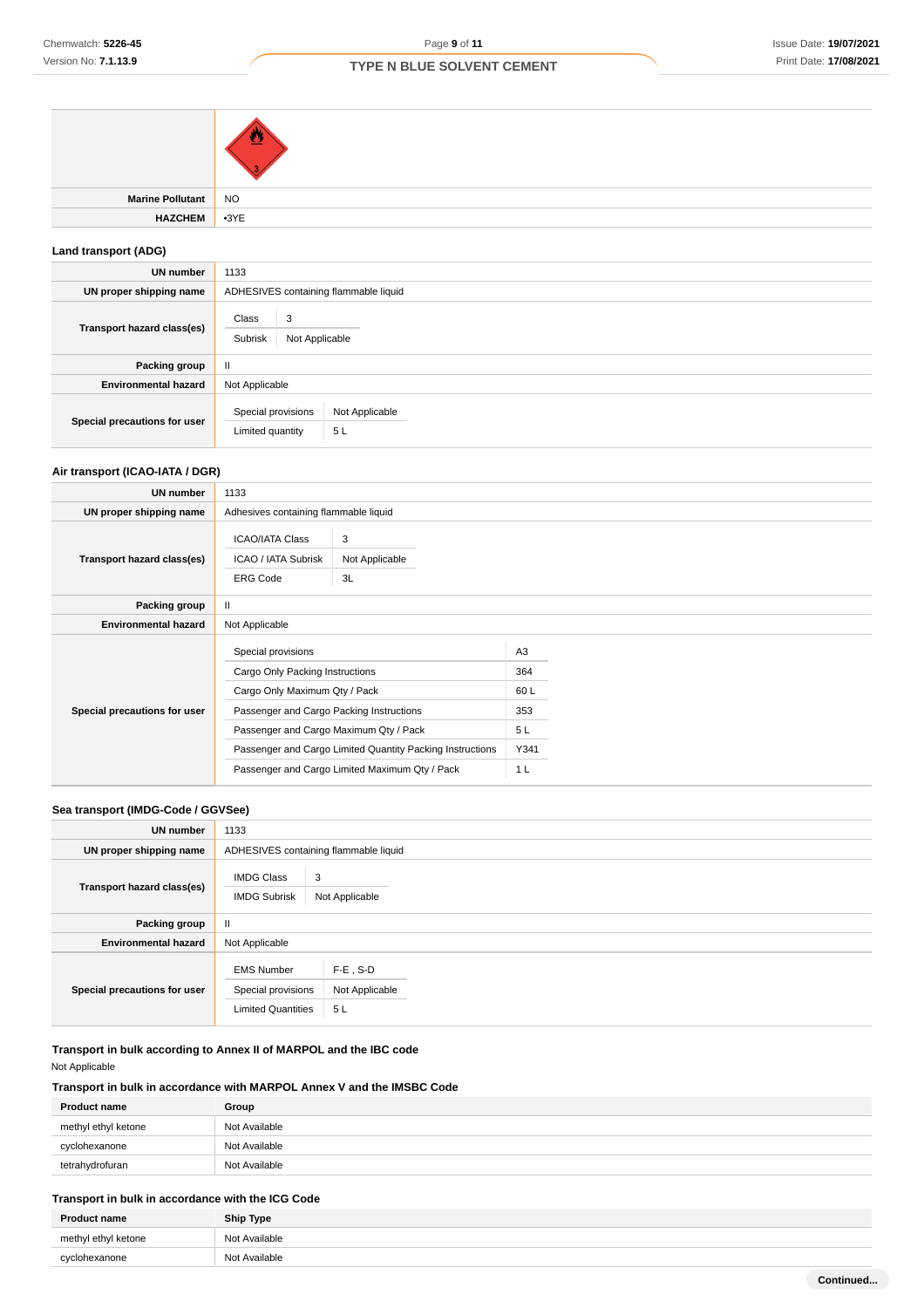| | |
|---|---|
| | |
| **Marine Pollutant** | NO |
| **HAZCHEM** | •3YE |

### Land transport (ADG)

| | |
|---|---|
| **UN number** | 1133 |
| **UN proper shipping name** | ADHESIVES containing flammable liquid |
| **Transport hazard class(es)** | Class: 3<br>Subrisk: Not Applicable |
| **Packing group** | II |
| **Environmental hazard** | Not Applicable |
| **Special precautions for user** | Special provisions: Not Applicable<br>Limited quantity: 5 L |

### Air transport (ICAO-IATA / DGR)

| | |
|---|---|
| **UN number** | 1133 |
| **UN proper shipping name** | Adhesives containing flammable liquid |
| **Transport hazard class(es)** | ICAO/IATA Class: 3<br>ICAO / IATA Subrisk: Not Applicable<br>ERG Code: 3L |
| **Packing group** | II |
| **Environmental hazard** | Not Applicable |
| **Special precautions for user** | Special provisions: A3<br>Cargo Only Packing Instructions: 364<br>Cargo Only Maximum Qty / Pack: 60 L<br>Passenger and Cargo Packing Instructions: 353<br>Passenger and Cargo Maximum Qty / Pack: 5 L<br>Passenger and Cargo Limited Quantity Packing Instructions: Y341<br>Passenger and Cargo Limited Maximum Qty / Pack: 1 L |

### Sea transport (IMDG-Code / GGVSee)

| | |
|---|---|
| **UN number** | 1133 |
| **UN proper shipping name** | ADHESIVES containing flammable liquid |
| **Transport hazard class(es)** | IMDG Class: 3<br>IMDG Subrisk: Not Applicable |
| **Packing group** | II |
| **Environmental hazard** | Not Applicable |
| **Special precautions for user** | EMS Number: F-E , S-D<br>Special provisions: Not Applicable<br>Limited Quantities: 5 L |

### Transport in bulk according to Annex II of MARPOL and the IBC code

Not Applicable

### Transport in bulk in accordance with MARPOL Annex V and the IMSBC Code

| Product name | Group |
|---|---|
| methyl ethyl ketone | Not Available |
| cyclohexanone | Not Available |
| tetrahydrofuran | Not Available |

### Transport in bulk in accordance with the ICG Code

| Product name | Ship Type |
|---|---|
| methyl ethyl ketone | Not Available |
| cyclohexanone | Not Available |

Continued...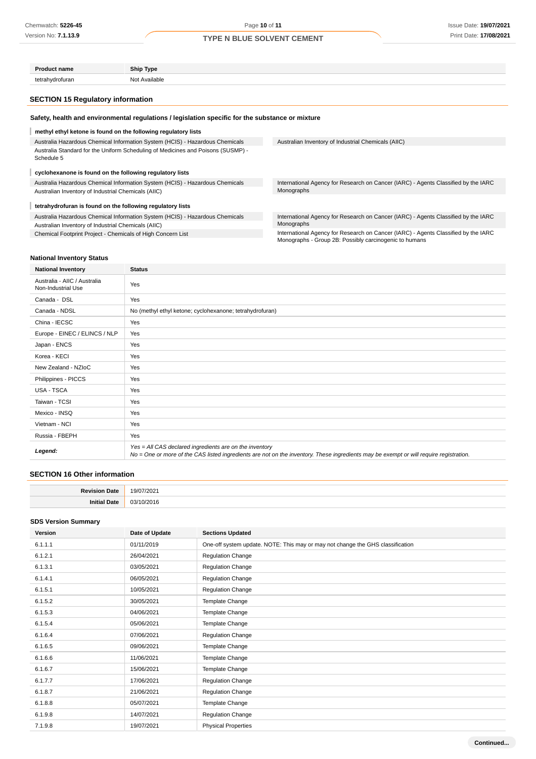| Product name | Ship Type |
|---|---|
| tetrahydrofuran | Not Available |

## SECTION 15 Regulatory information

### Safety, health and environmental regulations / legislation specific for the substance or mixture

**methyl ethyl ketone is found on the following regulatory lists**

- Australia Hazardous Chemical Information System (HCIS) - Hazardous Chemicals
- Australia Standard for the Uniform Scheduling of Medicines and Poisons (SUSMP) - Schedule 5
- Australian Inventory of Industrial Chemicals (AIIC)

**cyclohexanone is found on the following regulatory lists**

- Australia Hazardous Chemical Information System (HCIS) - Hazardous Chemicals
- Australian Inventory of Industrial Chemicals (AIIC)
- International Agency for Research on Cancer (IARC) - Agents Classified by the IARC Monographs

**tetrahydrofuran is found on the following regulatory lists**

- Australia Hazardous Chemical Information System (HCIS) - Hazardous Chemicals
- Australian Inventory of Industrial Chemicals (AIIC)
- Chemical Footprint Project - Chemicals of High Concern List
- International Agency for Research on Cancer (IARC) - Agents Classified by the IARC Monographs
- International Agency for Research on Cancer (IARC) - Agents Classified by the IARC Monographs - Group 2B: Possibly carcinogenic to humans

### National Inventory Status

| National Inventory | Status |
|---|---|
| Australia - AIIC / Australia Non-Industrial Use | Yes |
| Canada - DSL | Yes |
| Canada - NDSL | No (methyl ethyl ketone; cyclohexanone; tetrahydrofuran) |
| China - IECSC | Yes |
| Europe - EINEC / ELINCS / NLP | Yes |
| Japan - ENCS | Yes |
| Korea - KECI | Yes |
| New Zealand - NZIoC | Yes |
| Philippines - PICCS | Yes |
| USA - TSCA | Yes |
| Taiwan - TCSI | Yes |
| Mexico - INSQ | Yes |
| Vietnam - NCI | Yes |
| Russia - FBEPH | Yes |
| ***Legend:*** | *Yes = All CAS declared ingredients are on the inventory*<br>*No = One or more of the CAS listed ingredients are not on the inventory. These ingredients may be exempt or will require registration.* |

## SECTION 16 Other information

| | |
|---|---|
| **Revision Date** | 19/07/2021 |
| **Initial Date** | 03/10/2016 |

### SDS Version Summary

| Version | Date of Update | Sections Updated |
|---|---|---|
| 6.1.1.1 | 01/11/2019 | One-off system update. NOTE: This may or may not change the GHS classification |
| 6.1.2.1 | 26/04/2021 | Regulation Change |
| 6.1.3.1 | 03/05/2021 | Regulation Change |
| 6.1.4.1 | 06/05/2021 | Regulation Change |
| 6.1.5.1 | 10/05/2021 | Regulation Change |
| 6.1.5.2 | 30/05/2021 | Template Change |
| 6.1.5.3 | 04/06/2021 | Template Change |
| 6.1.5.4 | 05/06/2021 | Template Change |
| 6.1.6.4 | 07/06/2021 | Regulation Change |
| 6.1.6.5 | 09/06/2021 | Template Change |
| 6.1.6.6 | 11/06/2021 | Template Change |
| 6.1.6.7 | 15/06/2021 | Template Change |
| 6.1.7.7 | 17/06/2021 | Regulation Change |
| 6.1.8.7 | 21/06/2021 | Regulation Change |
| 6.1.8.8 | 05/07/2021 | Template Change |
| 6.1.9.8 | 14/07/2021 | Regulation Change |
| 7.1.9.8 | 19/07/2021 | Physical Properties |

Continued...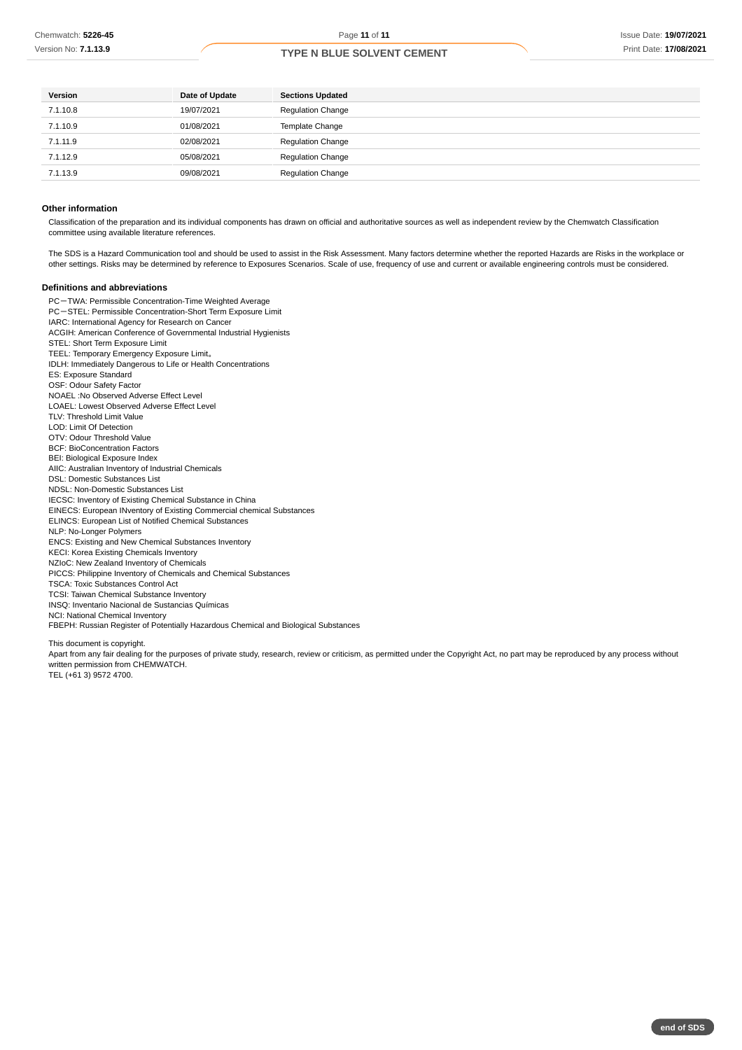| Version | Date of Update | Sections Updated |
| --- | --- | --- |
| 7.1.10.8 | 19/07/2021 | Regulation Change |
| 7.1.10.9 | 01/08/2021 | Template Change |
| 7.1.11.9 | 02/08/2021 | Regulation Change |
| 7.1.12.9 | 05/08/2021 | Regulation Change |
| 7.1.13.9 | 09/08/2021 | Regulation Change |

### Other information

Classification of the preparation and its individual components has drawn on official and authoritative sources as well as independent review by the Chemwatch Classification committee using available literature references.

The SDS is a Hazard Communication tool and should be used to assist in the Risk Assessment. Many factors determine whether the reported Hazards are Risks in the workplace or other settings. Risks may be determined by reference to Exposures Scenarios. Scale of use, frequency of use and current or available engineering controls must be considered.

### Definitions and abbreviations

PC－TWA: Permissible Concentration-Time Weighted Average
PC－STEL: Permissible Concentration-Short Term Exposure Limit
IARC: International Agency for Research on Cancer
ACGIH: American Conference of Governmental Industrial Hygienists
STEL: Short Term Exposure Limit
TEEL: Temporary Emergency Exposure Limit。
IDLH: Immediately Dangerous to Life or Health Concentrations
ES: Exposure Standard
OSF: Odour Safety Factor
NOAEL :No Observed Adverse Effect Level
LOAEL: Lowest Observed Adverse Effect Level
TLV: Threshold Limit Value
LOD: Limit Of Detection
OTV: Odour Threshold Value
BCF: BioConcentration Factors
BEI: Biological Exposure Index
AIIC: Australian Inventory of Industrial Chemicals
DSL: Domestic Substances List
NDSL: Non-Domestic Substances List
IECSC: Inventory of Existing Chemical Substance in China
EINECS: European INventory of Existing Commercial chemical Substances
ELINCS: European List of Notified Chemical Substances
NLP: No-Longer Polymers
ENCS: Existing and New Chemical Substances Inventory
KECI: Korea Existing Chemicals Inventory
NZIoC: New Zealand Inventory of Chemicals
PICCS: Philippine Inventory of Chemicals and Chemical Substances
TSCA: Toxic Substances Control Act
TCSI: Taiwan Chemical Substance Inventory
INSQ: Inventario Nacional de Sustancias Químicas
NCI: National Chemical Inventory
FBEPH: Russian Register of Potentially Hazardous Chemical and Biological Substances

This document is copyright.
Apart from any fair dealing for the purposes of private study, research, review or criticism, as permitted under the Copyright Act, no part may be reproduced by any process without written permission from CHEMWATCH.
TEL (+61 3) 9572 4700.

end of SDS